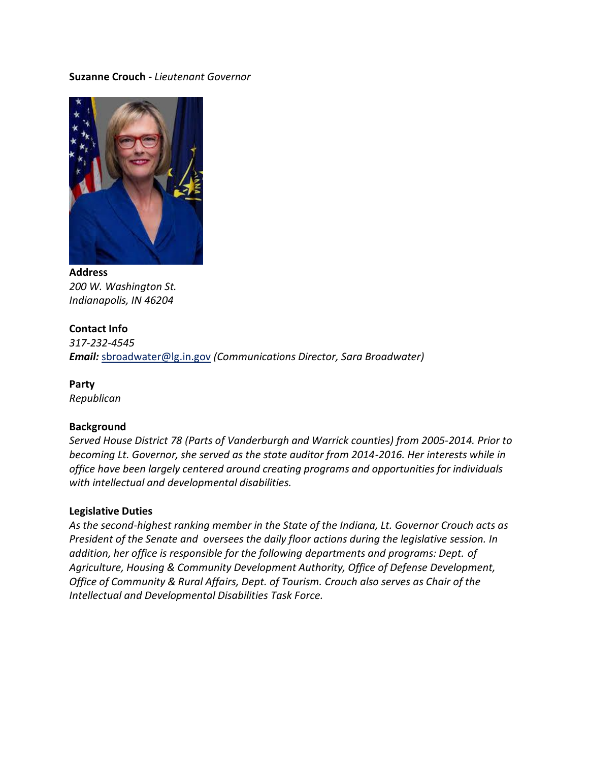**Suzanne Crouch -** *Lieutenant Governor*

**Address**
*200 W. Washington St.*
*Indianapolis, IN 46204*

**Contact Info**
*317-232-4545*
***Email:*** sbroadwater@lg.in.gov *(Communications Director, Sara Broadwater)*

**Party**
*Republican*

**Background**
*Served House District 78 (Parts of Vanderburgh and Warrick counties) from 2005-2014. Prior to becoming Lt. Governor, she served as the state auditor from 2014-2016. Her interests while in office have been largely centered around creating programs and opportunities for individuals with intellectual and developmental disabilities.*

**Legislative Duties**
*As the second-highest ranking member in the State of the Indiana, Lt. Governor Crouch acts as President of the Senate and oversees the daily floor actions during the legislative session. In addition, her office is responsible for the following departments and programs: Dept. of Agriculture, Housing & Community Development Authority, Office of Defense Development, Office of Community & Rural Affairs, Dept. of Tourism. Crouch also serves as Chair of the Intellectual and Developmental Disabilities Task Force.*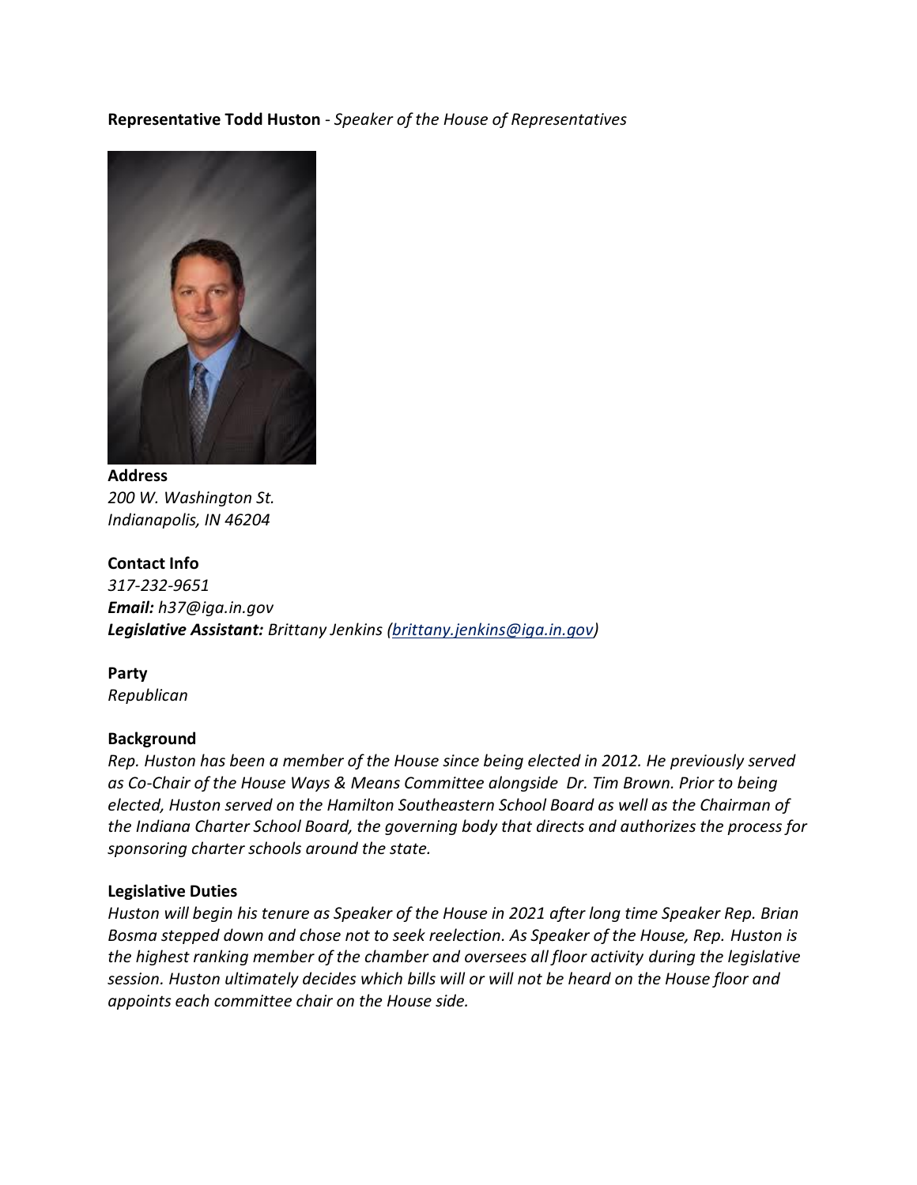**Representative Todd Huston** - *Speaker of the House of Representatives*

**Address**
*200 W. Washington St.*
*Indianapolis, IN 46204*

**Contact Info**
*317-232-9651*
***Email:*** *h37@iga.in.gov*
***Legislative Assistant:*** *Brittany Jenkins (brittany.jenkins@iga.in.gov)*

**Party**
*Republican*

**Background**
*Rep. Huston has been a member of the House since being elected in 2012. He previously served as Co-Chair of the House Ways & Means Committee alongside Dr. Tim Brown. Prior to being elected, Huston served on the Hamilton Southeastern School Board as well as the Chairman of the Indiana Charter School Board, the governing body that directs and authorizes the process for sponsoring charter schools around the state.*

**Legislative Duties**
*Huston will begin his tenure as Speaker of the House in 2021 after long time Speaker Rep. Brian Bosma stepped down and chose not to seek reelection. As Speaker of the House, Rep. Huston is the highest ranking member of the chamber and oversees all floor activity during the legislative session. Huston ultimately decides which bills will or will not be heard on the House floor and appoints each committee chair on the House side.*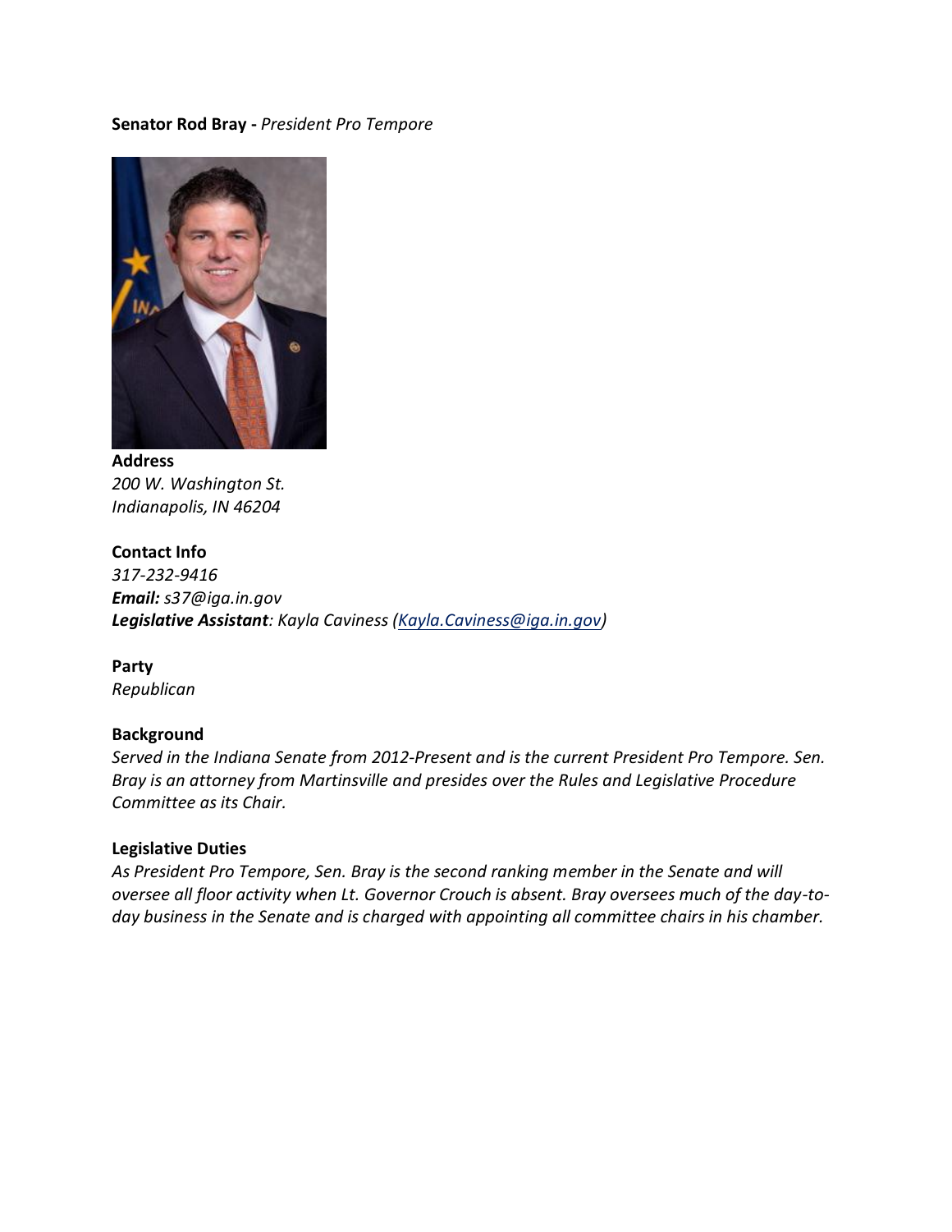**Senator Rod Bray -** *President Pro Tempore*

**Address**
*200 W. Washington St.*
*Indianapolis, IN 46204*

**Contact Info**
*317-232-9416*
***Email:*** *s37@iga.in.gov*
***Legislative Assistant****: Kayla Caviness (Kayla.Caviness@iga.in.gov)*

**Party**
*Republican*

**Background**
*Served in the Indiana Senate from 2012-Present and is the current President Pro Tempore. Sen. Bray is an attorney from Martinsville and presides over the Rules and Legislative Procedure Committee as its Chair.*

**Legislative Duties**
*As President Pro Tempore, Sen. Bray is the second ranking member in the Senate and will oversee all floor activity when Lt. Governor Crouch is absent. Bray oversees much of the day-to-day business in the Senate and is charged with appointing all committee chairs in his chamber.*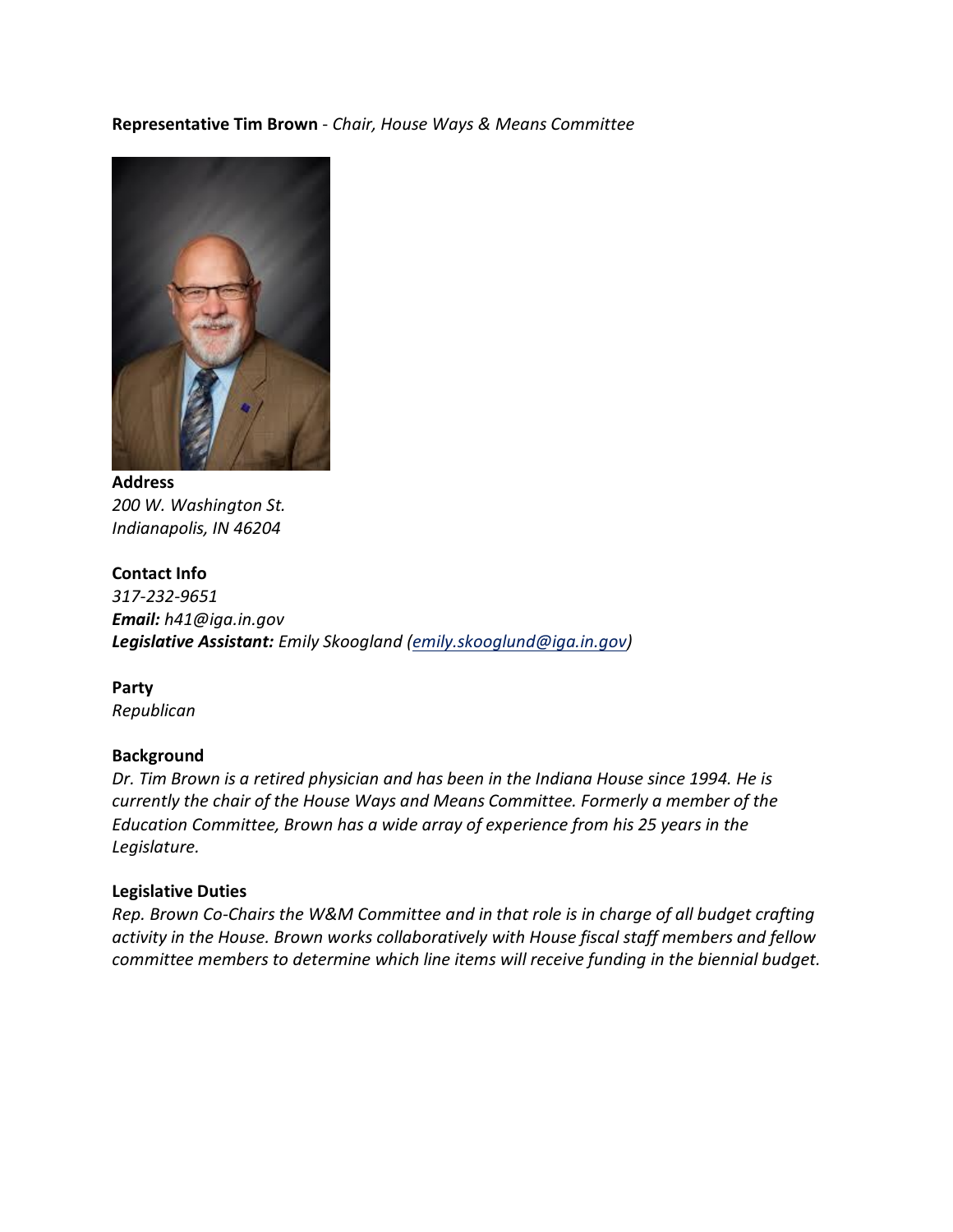**Representative Tim Brown** - *Chair, House Ways & Means Committee*

**Address**
*200 W. Washington St.*
*Indianapolis, IN 46204*

**Contact Info**
*317-232-9651*
***Email:*** *h41@iga.in.gov*
***Legislative Assistant:*** *Emily Skoogland ([emily.skooglund@iga.in.gov](mailto:emily.skooglund@iga.in.gov))*

**Party**
*Republican*

**Background**
*Dr. Tim Brown is a retired physician and has been in the Indiana House since 1994. He is currently the chair of the House Ways and Means Committee. Formerly a member of the Education Committee, Brown has a wide array of experience from his 25 years in the Legislature.*

**Legislative Duties**
*Rep. Brown Co-Chairs the W&M Committee and in that role is in charge of all budget crafting activity in the House. Brown works collaboratively with House fiscal staff members and fellow committee members to determine which line items will receive funding in the biennial budget.*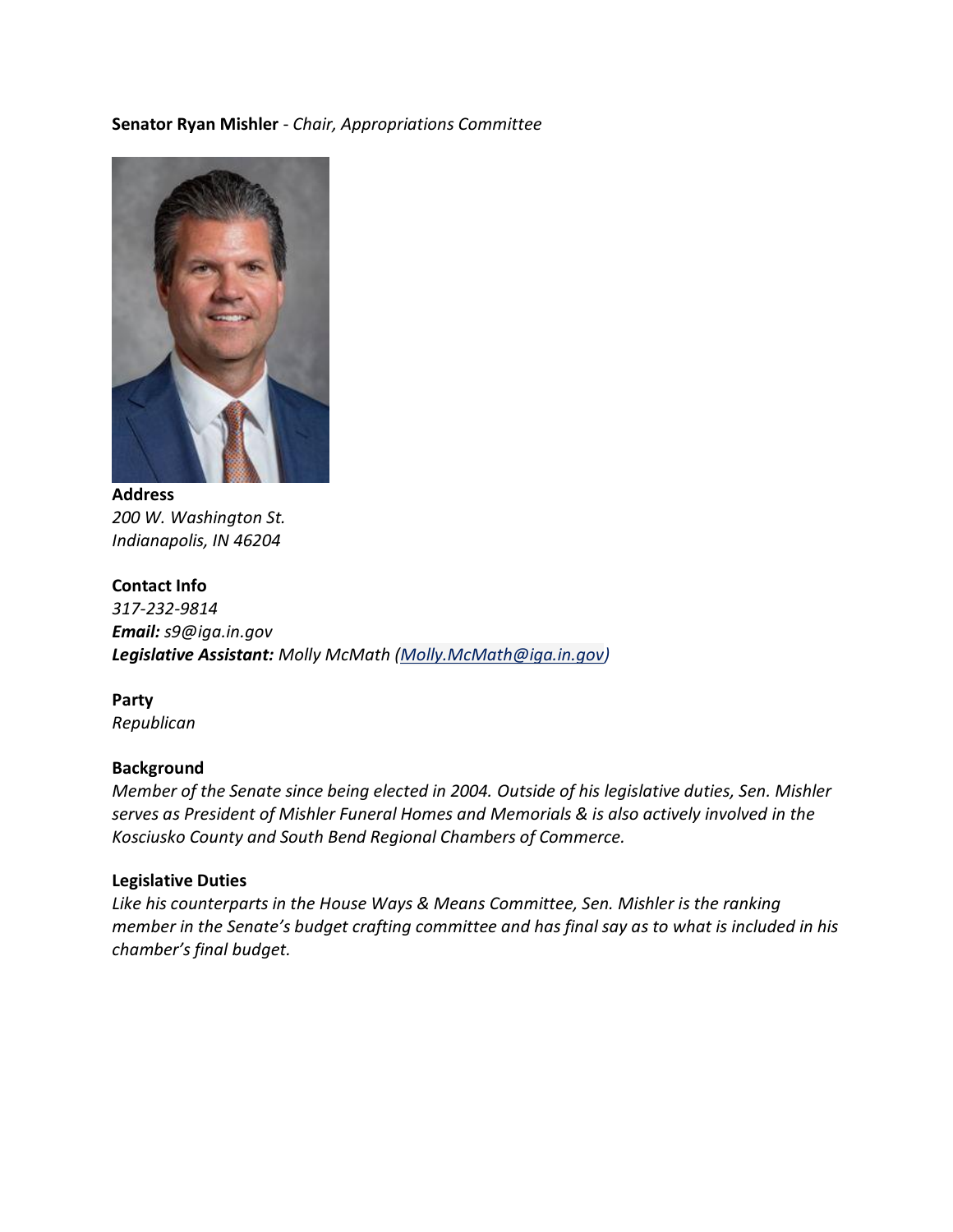**Senator Ryan Mishler** - *Chair, Appropriations Committee*

**Address**
*200 W. Washington St.*
*Indianapolis, IN 46204*

**Contact Info**
*317-232-9814*
***Email:*** *s9@iga.in.gov*
***Legislative Assistant:*** *Molly McMath (Molly.McMath@iga.in.gov)*

**Party**
*Republican*

**Background**
*Member of the Senate since being elected in 2004. Outside of his legislative duties, Sen. Mishler serves as President of Mishler Funeral Homes and Memorials & is also actively involved in the Kosciusko County and South Bend Regional Chambers of Commerce.*

**Legislative Duties**
*Like his counterparts in the House Ways & Means Committee, Sen. Mishler is the ranking member in the Senate's budget crafting committee and has final say as to what is included in his chamber's final budget.*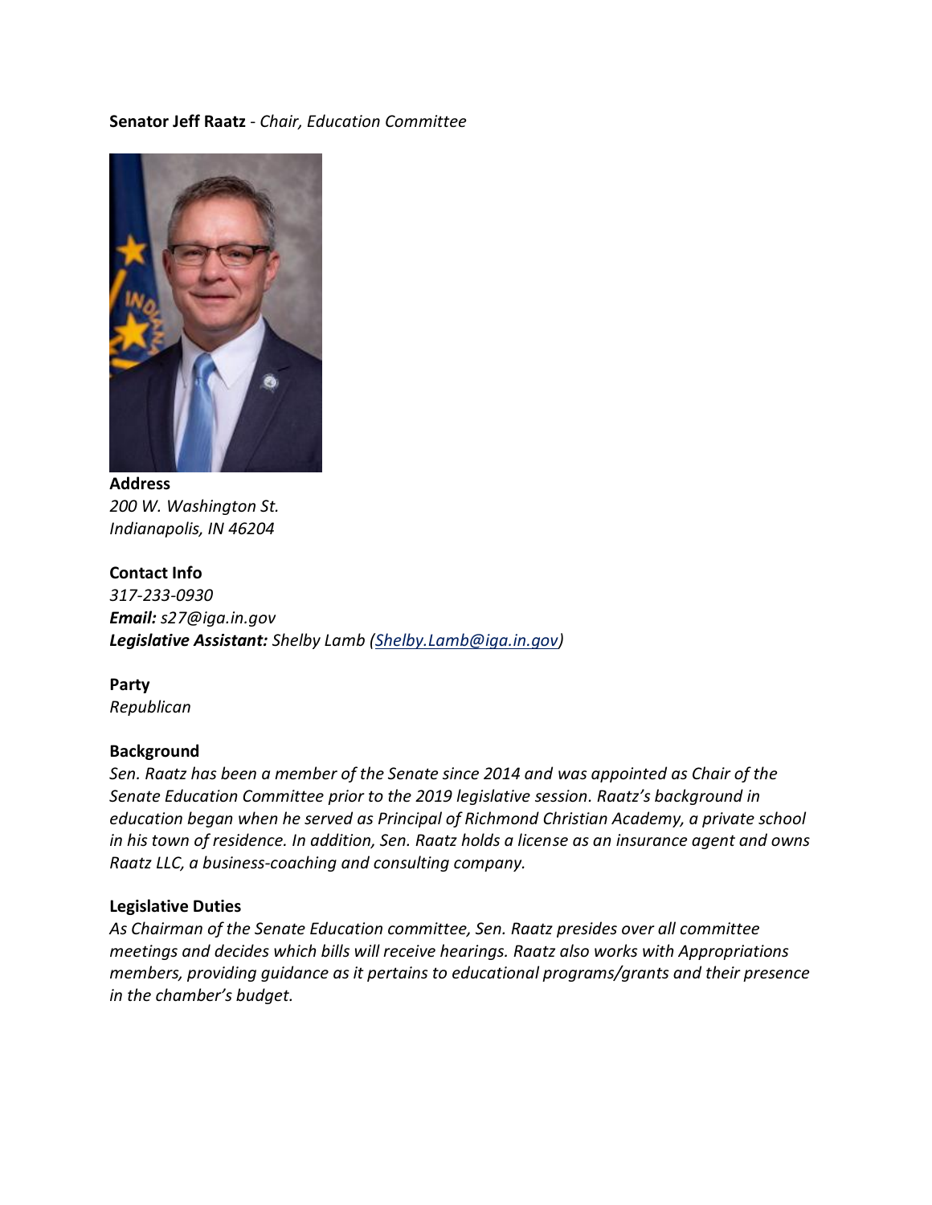**Senator Jeff Raatz** - *Chair, Education Committee*

**Address**
*200 W. Washington St.*
*Indianapolis, IN 46204*

**Contact Info**
*317-233-0930*
***Email:*** *s27@iga.in.gov*
***Legislative Assistant:*** *Shelby Lamb (Shelby.Lamb@iga.in.gov)*

**Party**
*Republican*

**Background**
*Sen. Raatz has been a member of the Senate since 2014 and was appointed as Chair of the Senate Education Committee prior to the 2019 legislative session. Raatz's background in education began when he served as Principal of Richmond Christian Academy, a private school in his town of residence. In addition, Sen. Raatz holds a license as an insurance agent and owns Raatz LLC, a business-coaching and consulting company.*

**Legislative Duties**
*As Chairman of the Senate Education committee, Sen. Raatz presides over all committee meetings and decides which bills will receive hearings. Raatz also works with Appropriations members, providing guidance as it pertains to educational programs/grants and their presence in the chamber's budget.*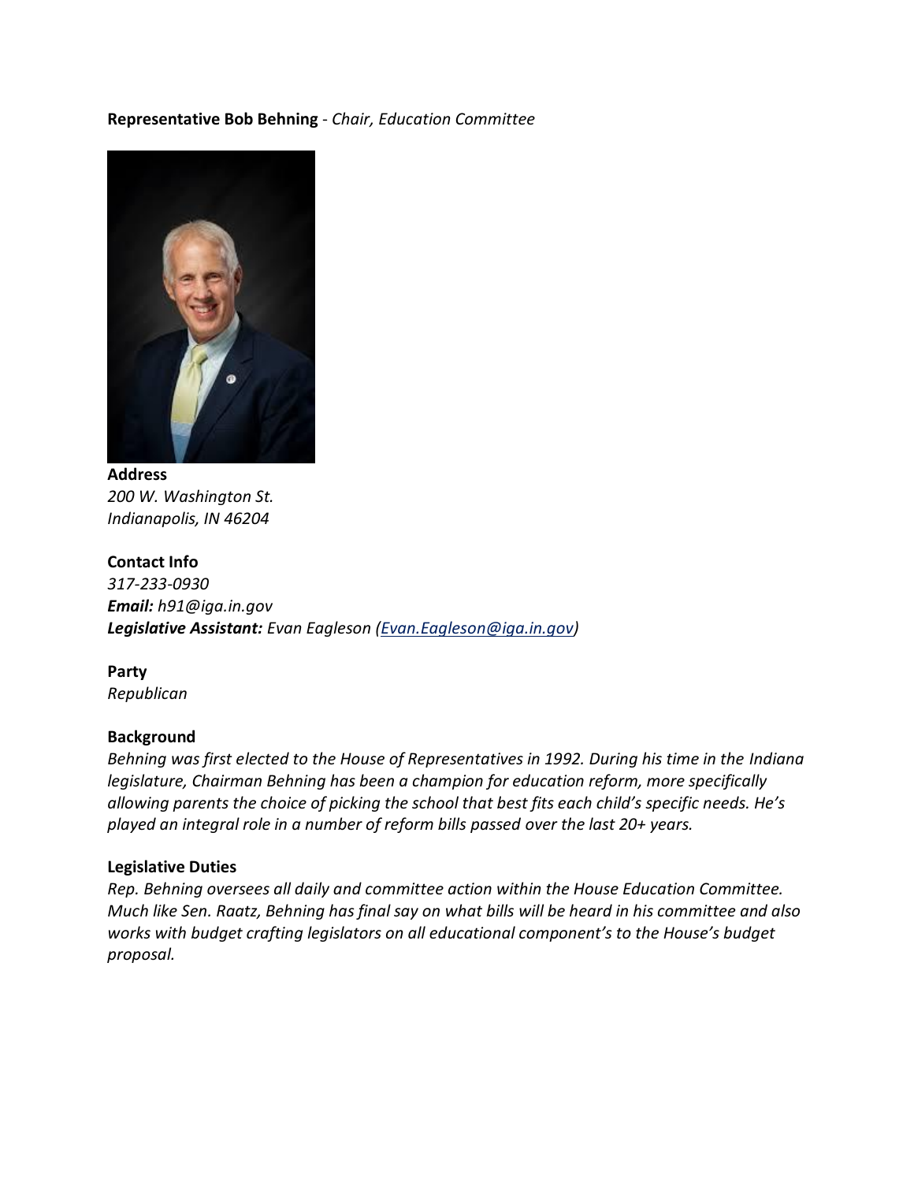**Representative Bob Behning** - *Chair, Education Committee*

**Address**
*200 W. Washington St.*
*Indianapolis, IN 46204*

**Contact Info**
*317-233-0930*
***Email:*** *h91@iga.in.gov*
***Legislative Assistant:*** *Evan Eagleson (Evan.Eagleson@iga.in.gov)*

**Party**
*Republican*

**Background**
*Behning was first elected to the House of Representatives in 1992. During his time in the Indiana legislature, Chairman Behning has been a champion for education reform, more specifically allowing parents the choice of picking the school that best fits each child's specific needs. He's played an integral role in a number of reform bills passed over the last 20+ years.*

**Legislative Duties**
*Rep. Behning oversees all daily and committee action within the House Education Committee. Much like Sen. Raatz, Behning has final say on what bills will be heard in his committee and also works with budget crafting legislators on all educational component's to the House's budget proposal.*